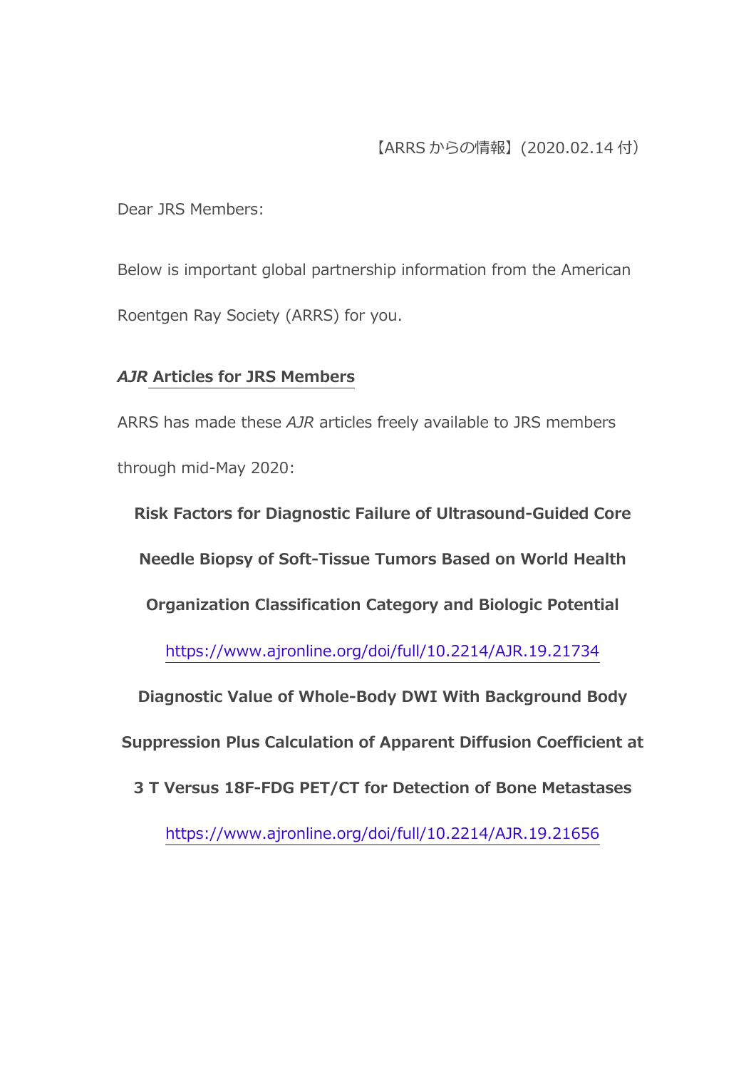【ARRS からの情報】(2020.02.14 付)

Dear JRS Members:

Below is important global partnership information from the American Roentgen Ray Society (ARRS) for you.

## *AJR* Articles for JRS Members

ARRS has made these *AJR* articles freely available to JRS members through mid-May 2020:

**Risk Factors for Diagnostic Failure of Ultrasound-Guided Core Needle Biopsy of Soft-Tissue Tumors Based on World Health Organization Classification Category and Biologic Potential**

https://www.ajronline.org/doi/full/10.2214/AJR.19.21734

**Diagnostic Value of Whole-Body DWI With Background Body Suppression Plus Calculation of Apparent Diffusion Coefficient at 3 T Versus 18F-FDG PET/CT for Detection of Bone Metastases**

https://www.ajronline.org/doi/full/10.2214/AJR.19.21656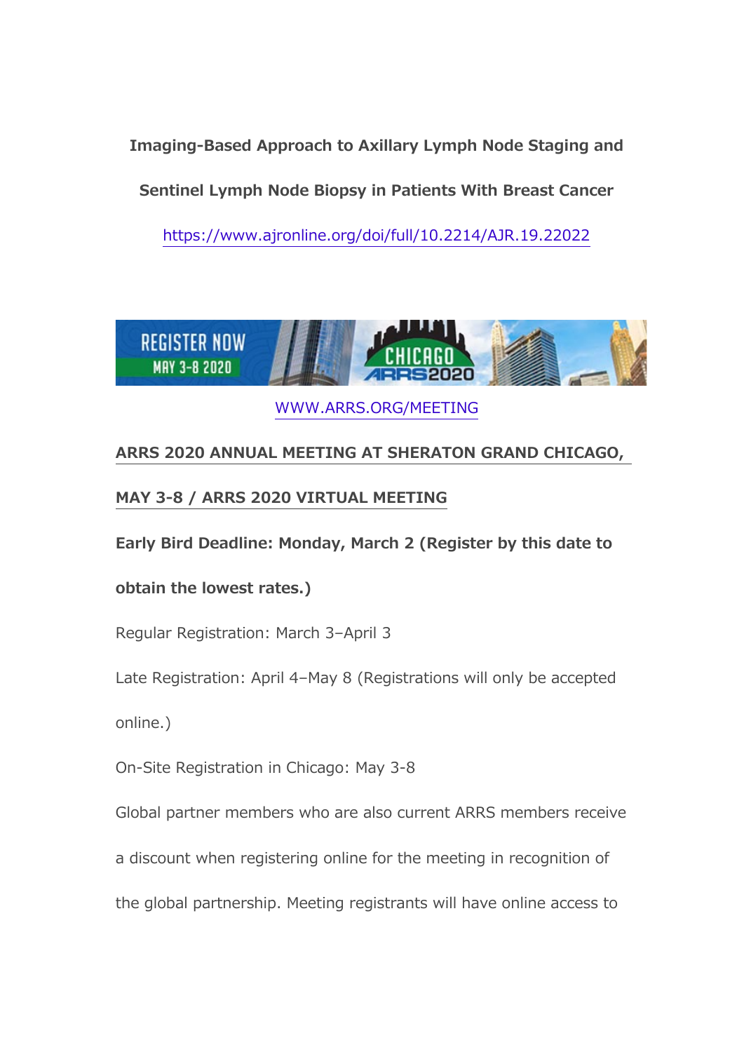**Imaging-Based Approach to Axillary Lymph Node Staging and Sentinel Lymph Node Biopsy in Patients With Breast Cancer**

https://www.ajronline.org/doi/full/10.2214/AJR.19.22022

WWW.ARRS.ORG/MEETING

**ARRS 2020 ANNUAL MEETING AT SHERATON GRAND CHICAGO, MAY 3-8 / ARRS 2020 VIRTUAL MEETING**

**Early Bird Deadline: Monday, March 2 (Register by this date to obtain the lowest rates.)**

Regular Registration: March 3–April 3

Late Registration: April 4–May 8 (Registrations will only be accepted online.)

On-Site Registration in Chicago: May 3-8

Global partner members who are also current ARRS members receive a discount when registering online for the meeting in recognition of the global partnership. Meeting registrants will have online access to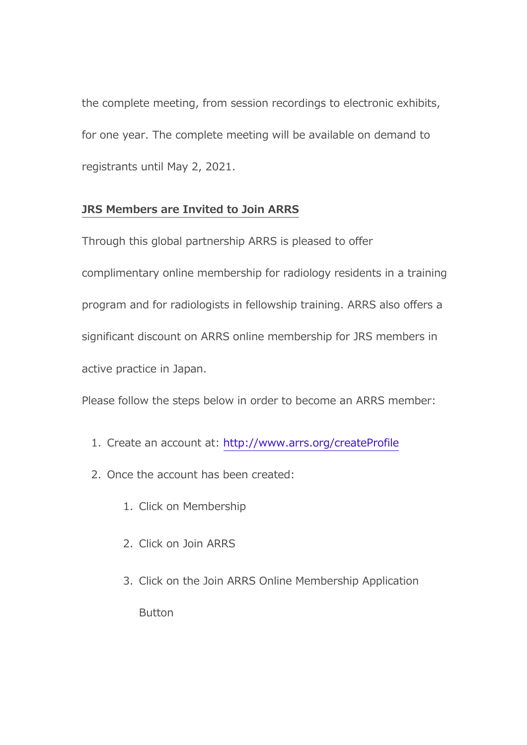the complete meeting, from session recordings to electronic exhibits, for one year. The complete meeting will be available on demand to registrants until May 2, 2021.

## JRS Members are Invited to Join ARRS

Through this global partnership ARRS is pleased to offer complimentary online membership for radiology residents in a training program and for radiologists in fellowship training. ARRS also offers a significant discount on ARRS online membership for JRS members in active practice in Japan.

Please follow the steps below in order to become an ARRS member:

1. Create an account at: http://www.arrs.org/createProfile
2. Once the account has been created:
    1. Click on Membership
    2. Click on Join ARRS
    3. Click on the Join ARRS Online Membership Application Button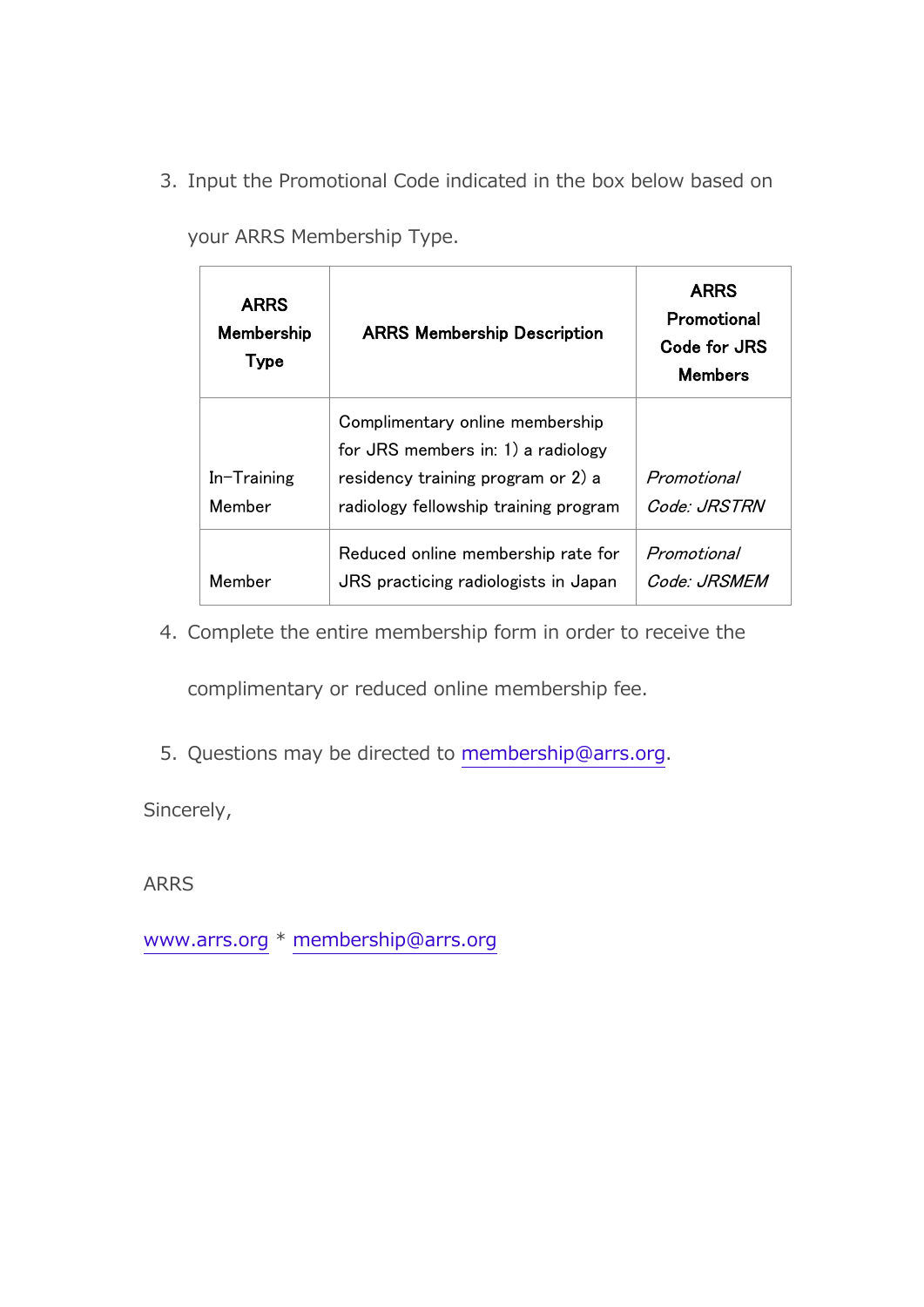3. Input the Promotional Code indicated in the box below based on your ARRS Membership Type.

| **ARRS Membership Type** | **ARRS Membership Description** | **ARRS Promotional Code for JRS Members** |
|---|---|---|
| In-Training Member | Complimentary online membership for JRS members in: 1) a radiology residency training program or 2) a radiology fellowship training program | *Promotional Code: JRSTRN* |
| Member | Reduced online membership rate for JRS practicing radiologists in Japan | *Promotional Code: JRSMEM* |

4. Complete the entire membership form in order to receive the complimentary or reduced online membership fee.

5. Questions may be directed to membership@arrs.org.

Sincerely,

ARRS

www.arrs.org * membership@arrs.org